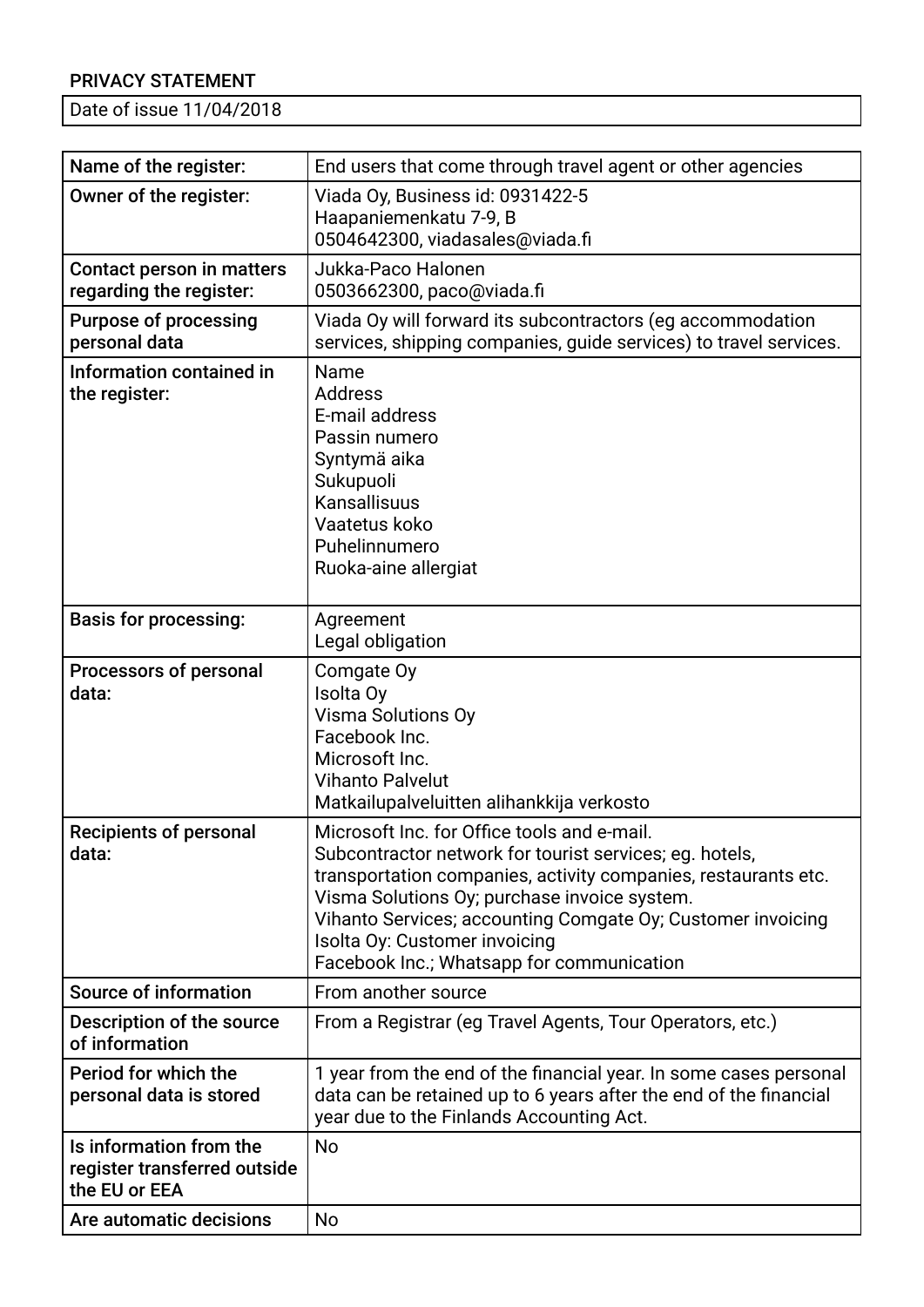PRIVACY STATEMENT

| Date of issue 11/04/2018 |
|---|

| Name of the register: | End users that come through travel agent or other agencies |
|---|---|
| Owner of the register: | Viada Oy, Business id: 0931422-5<br>Haapaniemenkatu 7-9, B<br>0504642300, viadasales@viada.fi |
| Contact person in matters regarding the register: | Jukka-Paco Halonen<br>0503662300, paco@viada.fi |
| Purpose of processing personal data | Viada Oy will forward its subcontractors (eg accommodation services, shipping companies, guide services) to travel services. |
| Information contained in the register: | Name<br>Address<br>E-mail address<br>Passin numero<br>Syntymä aika<br>Sukupuoli<br>Kansallisuus<br>Vaatetus koko<br>Puhelinnumero<br>Ruoka-aine allergiat |
| Basis for processing: | Agreement<br>Legal obligation |
| Processors of personal data: | Comgate Oy<br>Isolta Oy<br>Visma Solutions Oy<br>Facebook Inc.<br>Microsoft Inc.<br>Vihanto Palvelut<br>Matkailupalveluitten alihankkija verkosto |
| Recipients of personal data: | Microsoft Inc. for Office tools and e-mail.<br>Subcontractor network for tourist services; eg. hotels, transportation companies, activity companies, restaurants etc.<br>Visma Solutions Oy; purchase invoice system.<br>Vihanto Services; accounting Comgate Oy; Customer invoicing<br>Isolta Oy: Customer invoicing<br>Facebook Inc.; Whatsapp for communication |
| Source of information | From another source |
| Description of the source of information | From a Registrar (eg Travel Agents, Tour Operators, etc.) |
| Period for which the personal data is stored | 1 year from the end of the financial year. In some cases personal data can be retained up to 6 years after the end of the financial year due to the Finlands Accounting Act. |
| Is information from the register transferred outside the EU or EEA | No |
| Are automatic decisions | No |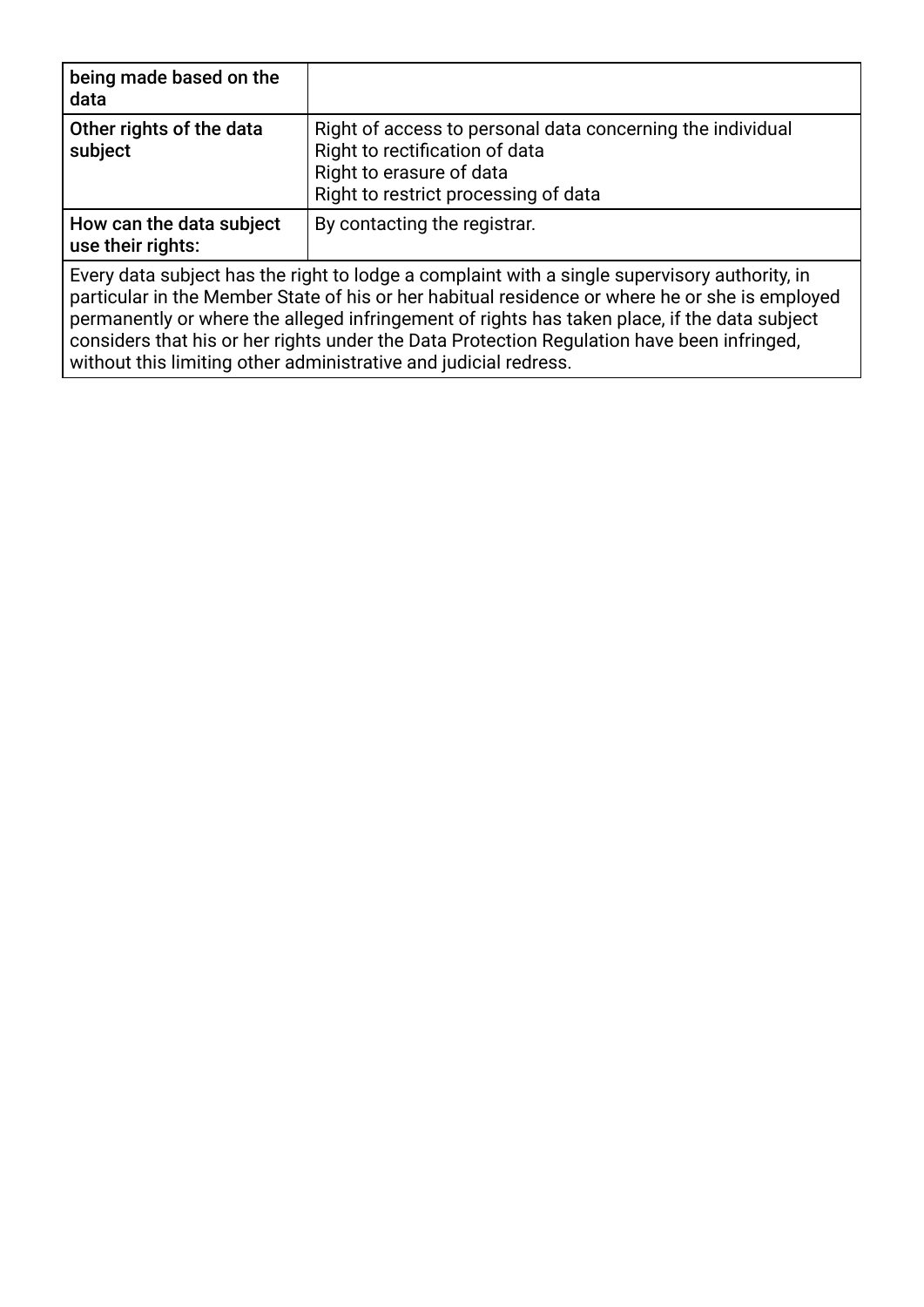| | |
|---|---|
| **being made based on the data** | |
| **Other rights of the data subject** | Right of access to personal data concerning the individual<br>Right to rectification of data<br>Right to erasure of data<br>Right to restrict processing of data |
| **How can the data subject use their rights:** | By contacting the registrar. |

Every data subject has the right to lodge a complaint with a single supervisory authority, in particular in the Member State of his or her habitual residence or where he or she is employed permanently or where the alleged infringement of rights has taken place, if the data subject considers that his or her rights under the Data Protection Regulation have been infringed, without this limiting other administrative and judicial redress.